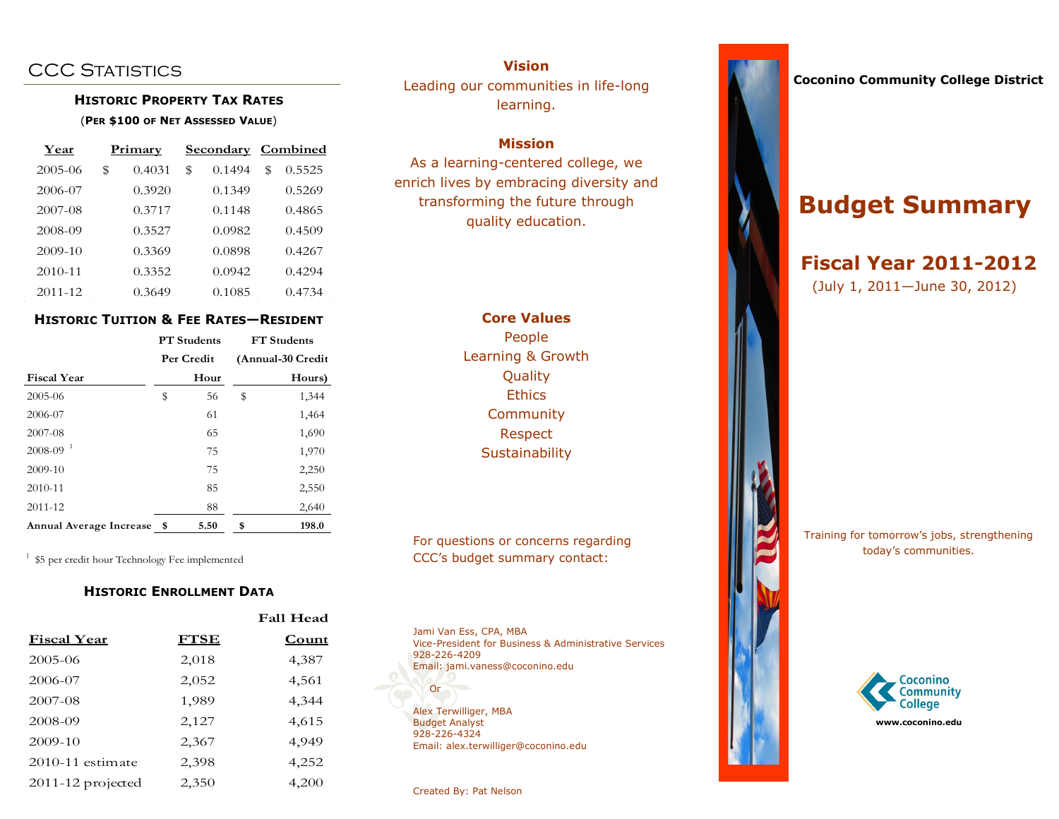# CCC Statistics

### Historic Property Tax Rates

(Per $100 of Net Assessed Value)

| Year | Primary | Secondary | Combined |
|---|---|---|---|
| 2005-06 | $ 0.4031 | $ 0.1494 | $ 0.5525 |
| 2006-07 | 0.3920 | 0.1349 | 0.5269 |
| 2007-08 | 0.3717 | 0.1148 | 0.4865 |
| 2008-09 | 0.3527 | 0.0982 | 0.4509 |
| 2009-10 | 0.3369 | 0.0898 | 0.4267 |
| 2010-11 | 0.3352 | 0.0942 | 0.4294 |
| 2011-12 | 0.3649 | 0.1085 | 0.4734 |

### Historic Tuition & Fee Rates—Resident

| Fiscal Year | PT Students Per Credit Hour | FT Students (Annual-30 Credit Hours) |
|---|---|---|
| 2005-06 | $ 56 | $ 1,344 |
| 2006-07 | 61 | 1,464 |
| 2007-08 | 65 | 1,690 |
| 2008-09 [1] | 75 | 1,970 |
| 2009-10 | 75 | 2,250 |
| 2010-11 | 85 | 2,550 |
| 2011-12 | 88 | 2,640 |
| **Annual Average Increase** | **$ 5.50** | **$ 198.0** |

[1] $5 per credit hour Technology Fee implemented

### Historic Enrollment Data

| Fiscal Year | FTSE | Fall Head Count |
|---|---|---|
| 2005-06 | 2,018 | 4,387 |
| 2006-07 | 2,052 | 4,561 |
| 2007-08 | 1,989 | 4,344 |
| 2008-09 | 2,127 | 4,615 |
| 2009-10 | 2,367 | 4,949 |
| 2010-11 estimate | 2,398 | 4,252 |
| 2011-12 projected | 2,350 | 4,200 |

**Vision**

Leading our communities in life-long learning.

**Mission**

As a learning-centered college, we enrich lives by embracing diversity and transforming the future through quality education.

**Core Values**

People
Learning & Growth
Quality
Ethics
Community
Respect
Sustainability

For questions or concerns regarding CCC's budget summary contact:

Jami Van Ess, CPA, MBA
Vice-President for Business & Administrative Services
928-226-4209
Email: jami.vaness@coconino.edu

Or

Alex Terwilliger, MBA
Budget Analyst
928-226-4324
Email: alex.terwilliger@coconino.edu

Created By: Pat Nelson

**Coconino Community College District**

# Budget Summary

## Fiscal Year 2011-2012

(July 1, 2011—June 30, 2012)

Training for tomorrow's jobs, strengthening today's communities.

Coconino Community College

www.coconino.edu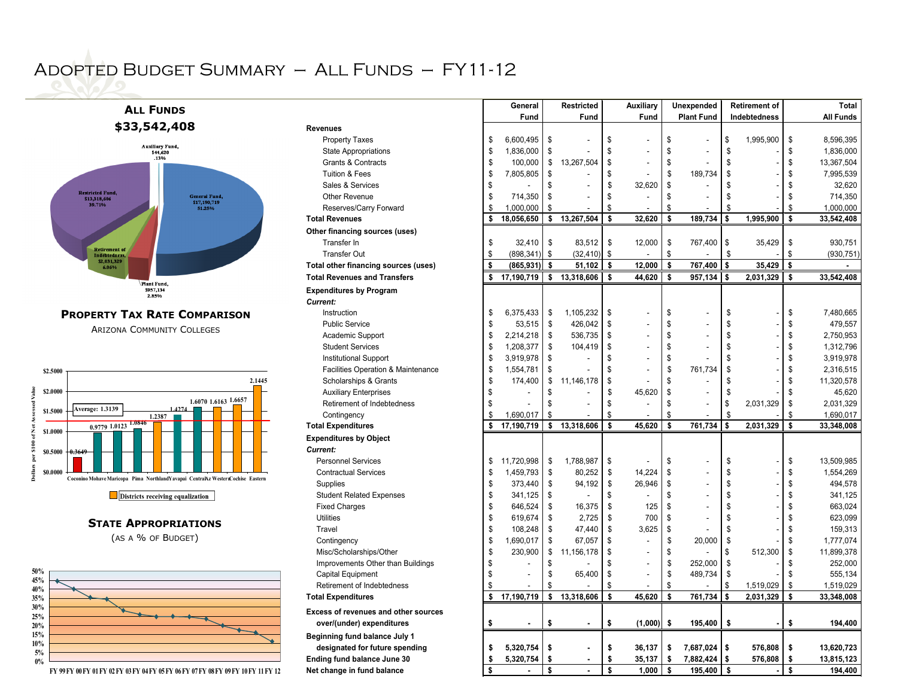# Adopted Budget Summary – All Funds – FY11-12

## All Funds

## $33,542,408

Auxiliary Fund, $44,620 .13%

Restricted Fund, $13,318,606 39.71%

General Fund, $17,190,719 51.25%

Retirement of Indebtedness, $2,031,329 6.06%

Plant Fund, $957,134 2.85%

## Property Tax Rate Comparison

Arizona Community Colleges

Dollars per $100 of Net Assessed Value

$2.5000
$2.0000
$1.5000
$1.0000
$0.5000
$0.0000

Average: 1.3139

0.3649 0.9779 1.0123 1.0846 1.2387 1.4274 1.6070 1.6163 1.6657 2.1445

Coconino Mohave Maricopa Pima Northland Yavapai Central Az Western Cochise Eastern

Districts receiving equalization

## State Appropriations

(as a % of Budget)

50%
45%
40%
35%
30%
25%
20%
15%
10%
5%
0%

FY 99 FY 00 FY 01 FY 02 FY 03 FY 04 FY 05 FY 06 FY 07 FY 08 FY 09 FY 10 FY 11 FY 12

| | General Fund | Restricted Fund | Auxiliary Fund | Unexpended Plant Fund | Retirement of Indebtedness | Total All Funds |
|---|---|---|---|---|---|---|
| **Revenues** | | | | | | |
| Property Taxes | $ 6,600,495 | $ - | $ - | $ - | $ 1,995,900 | $ 8,596,395 |
| State Appropriations | $ 1,836,000 | $ - | $ - | $ - | $ - | $ 1,836,000 |
| Grants & Contracts | $ 100,000 | $ 13,267,504 | $ - | $ - | $ - | $ 13,367,504 |
| Tuition & Fees | $ 7,805,805 | $ - | $ - | $ 189,734 | $ - | $ 7,995,539 |
| Sales & Services | $ - | $ - | $ 32,620 | $ - | $ - | $ 32,620 |
| Other Revenue | $ 714,350 | $ - | $ - | $ - | $ - | $ 714,350 |
| Reserves/Carry Forward | $ 1,000,000 | $ - | $ - | $ - | $ - | $ 1,000,000 |
| **Total Revenues** | **$ 18,056,650** | **$ 13,267,504** | **$ 32,620** | **$ 189,734** | **$ 1,995,900** | **$ 33,542,408** |
| **Other financing sources (uses)** | | | | | | |
| Transfer In | $ 32,410 | $ 83,512 | $ 12,000 | $ 767,400 | $ 35,429 | $ 930,751 |
| Transfer Out | $ (898,341) | $ (32,410) | $ - | $ - | $ - | $ (930,751) |
| **Total other financing sources (uses)** | **$ (865,931)** | **$ 51,102** | **$ 12,000** | **$ 767,400** | **$ 35,429** | **$ -** |
| **Total Revenues and Transfers** | **$ 17,190,719** | **$ 13,318,606** | **$ 44,620** | **$ 957,134** | **$ 2,031,329** | **$ 33,542,408** |
| **Expenditures by Program** | | | | | | |
| ***Current:*** | | | | | | |
| Instruction | $ 6,375,433 | $ 1,105,232 | $ - | $ - | $ - | $ 7,480,665 |
| Public Service | $ 53,515 | $ 426,042 | $ - | $ - | $ - | $ 479,557 |
| Academic Support | $ 2,214,218 | $ 536,735 | $ - | $ - | $ - | $ 2,750,953 |
| Student Services | $ 1,208,377 | $ 104,419 | $ - | $ - | $ - | $ 1,312,796 |
| Institutional Support | $ 3,919,978 | $ - | $ - | $ - | $ - | $ 3,919,978 |
| Facilities Operation & Maintenance | $ 1,554,781 | $ - | $ - | $ 761,734 | $ - | $ 2,316,515 |
| Scholarships & Grants | $ 174,400 | $ 11,146,178 | $ - | $ - | $ - | $ 11,320,578 |
| Auxiliary Enterprises | $ - | $ - | $ 45,620 | $ - | $ - | $ 45,620 |
| Retirement of Indebtedness | $ - | $ - | $ - | $ - | $ 2,031,329 | $ 2,031,329 |
| Contingency | $ 1,690,017 | $ - | $ - | $ - | $ - | $ 1,690,017 |
| **Total Expenditures** | **$ 17,190,719** | **$ 13,318,606** | **$ 45,620** | **$ 761,734** | **$ 2,031,329** | **$ 33,348,008** |
| **Expenditures by Object** | | | | | | |
| ***Current:*** | | | | | | |
| Personnel Services | $ 11,720,998 | $ 1,788,987 | $ - | $ - | $ - | $ 13,509,985 |
| Contractual Services | $ 1,459,793 | $ 80,252 | $ 14,224 | $ - | $ - | $ 1,554,269 |
| Supplies | $ 373,440 | $ 94,192 | $ 26,946 | $ - | $ - | $ 494,578 |
| Student Related Expenses | $ 341,125 | $ - | $ - | $ - | $ - | $ 341,125 |
| Fixed Charges | $ 646,524 | $ 16,375 | $ 125 | $ - | $ - | $ 663,024 |
| Utilities | $ 619,674 | $ 2,725 | $ 700 | $ - | $ - | $ 623,099 |
| Travel | $ 108,248 | $ 47,440 | $ 3,625 | $ - | $ - | $ 159,313 |
| Contingency | $ 1,690,017 | $ 67,057 | $ - | $ 20,000 | $ - | $ 1,777,074 |
| Misc/Scholarships/Other | $ 230,900 | $ 11,156,178 | $ - | $ - | $ 512,300 | $ 11,899,378 |
| Improvements Other than Buildings | $ - | $ - | $ - | $ 252,000 | $ - | $ 252,000 |
| Capital Equipment | $ - | $ 65,400 | $ - | $ 489,734 | $ - | $ 555,134 |
| Retirement of Indebtedness | $ - | $ - | $ - | $ - | $ 1,519,029 | $ 1,519,029 |
| **Total Expenditures** | **$ 17,190,719** | **$ 13,318,606** | **$ 45,620** | **$ 761,734** | **$ 2,031,329** | **$ 33,348,008** |
| **Excess of revenues and other sources over/(under) expenditures** | **$ -** | **$ -** | **$ (1,000)** | **$ 195,400** | **$ -** | **$ 194,400** |
| **Beginning fund balance July 1 designated for future spending** | **$ 5,320,754** | **$ -** | **$ 36,137** | **$ 7,687,024** | **$ 576,808** | **$ 13,620,723** |
| **Ending fund balance June 30** | **$ 5,320,754** | **$ -** | **$ 35,137** | **$ 7,882,424** | **$ 576,808** | **$ 13,815,123** |
| **Net change in fund balance** | **$ -** | **$ -** | **$ 1,000** | **$ 195,400** | **$ -** | **$ 194,400** |